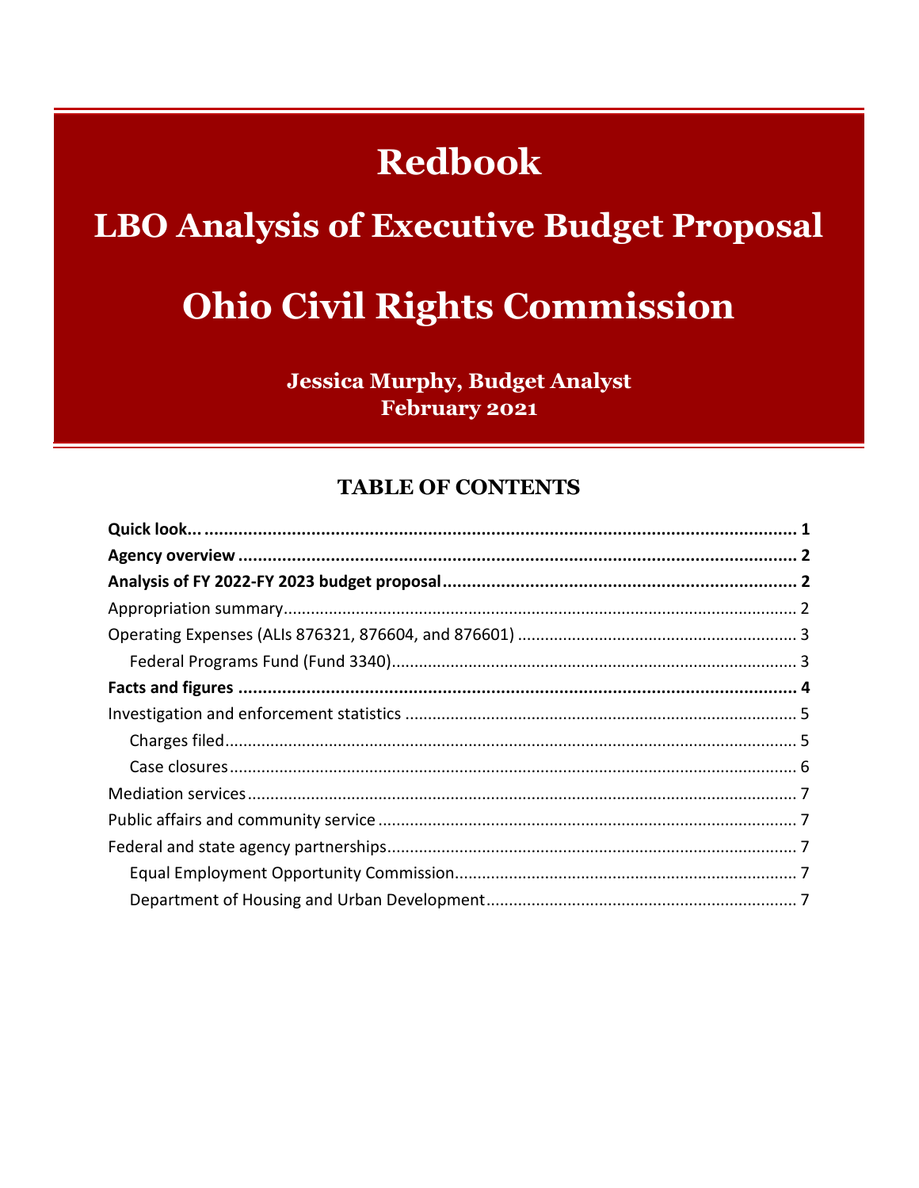# Redbook

## LBO Analysis of Executive Budget Proposal

# Ohio Civil Rights Commission

**Jessica Murphy, Budget Analyst**
**February 2021**

## TABLE OF CONTENTS

**Quick look...** 1

**Agency overview** 2

**Analysis of FY 2022-FY 2023 budget proposal** 2

Appropriation summary 2

Operating Expenses (ALIs 876321, 876604, and 876601) 3

- Federal Programs Fund (Fund 3340) 3

**Facts and figures** 4

Investigation and enforcement statistics 5

- Charges filed 5
- Case closures 6

Mediation services 7

Public affairs and community service 7

Federal and state agency partnerships 7

- Equal Employment Opportunity Commission 7
- Department of Housing and Urban Development 7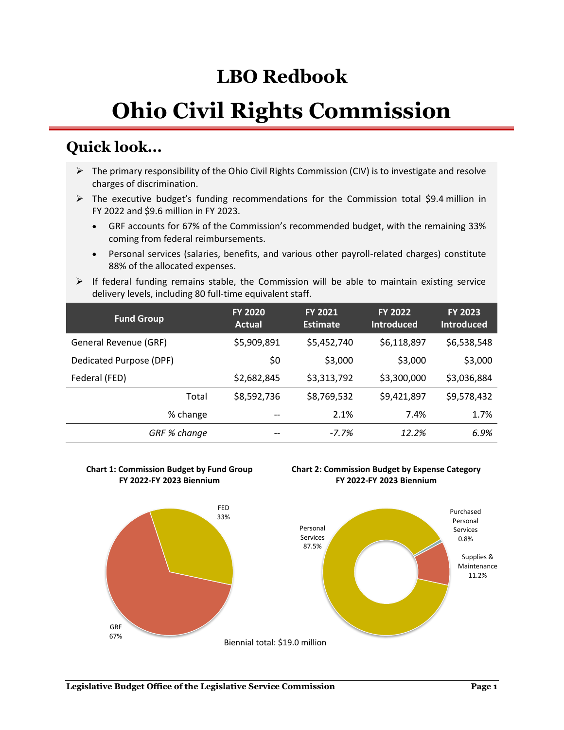# LBO Redbook

# Ohio Civil Rights Commission

## Quick look...

- The primary responsibility of the Ohio Civil Rights Commission (CIV) is to investigate and resolve charges of discrimination.
- The executive budget's funding recommendations for the Commission total $9.4 million in FY 2022 and $9.6 million in FY 2023.
  - GRF accounts for 67% of the Commission's recommended budget, with the remaining 33% coming from federal reimbursements.
  - Personal services (salaries, benefits, and various other payroll-related charges) constitute 88% of the allocated expenses.
- If federal funding remains stable, the Commission will be able to maintain existing service delivery levels, including 80 full-time equivalent staff.

| Fund Group | FY 2020 Actual | FY 2021 Estimate | FY 2022 Introduced | FY 2023 Introduced |
|---|---|---|---|---|
| General Revenue (GRF) | $5,909,891 | $5,452,740 | $6,118,897 | $6,538,548 |
| Dedicated Purpose (DPF) | $0 | $3,000 | $3,000 | $3,000 |
| Federal (FED) | $2,682,845 | $3,313,792 | $3,300,000 | $3,036,884 |
| Total | $8,592,736 | $8,769,532 | $9,421,897 | $9,578,432 |
| % change | -- | 2.1% | 7.4% | 1.7% |
| *GRF % change* | -- | *-7.7%* | *12.2%* | *6.9%* |

**Chart 1: Commission Budget by Fund Group FY 2022-FY 2023 Biennium**

FED 33%

GRF 67%

**Chart 2: Commission Budget by Expense Category FY 2022-FY 2023 Biennium**

Personal Services 87.5%

Purchased Personal Services 0.8%

Supplies & Maintenance 11.2%

Biennial total: $19.0 million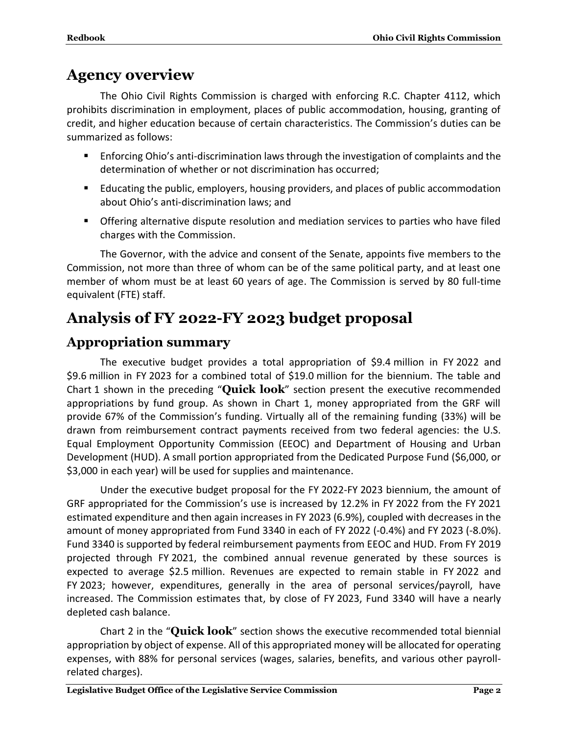# Agency overview

The Ohio Civil Rights Commission is charged with enforcing R.C. Chapter 4112, which prohibits discrimination in employment, places of public accommodation, housing, granting of credit, and higher education because of certain characteristics. The Commission's duties can be summarized as follows:

- Enforcing Ohio's anti-discrimination laws through the investigation of complaints and the determination of whether or not discrimination has occurred;
- Educating the public, employers, housing providers, and places of public accommodation about Ohio's anti-discrimination laws; and
- Offering alternative dispute resolution and mediation services to parties who have filed charges with the Commission.

The Governor, with the advice and consent of the Senate, appoints five members to the Commission, not more than three of whom can be of the same political party, and at least one member of whom must be at least 60 years of age. The Commission is served by 80 full-time equivalent (FTE) staff.

# Analysis of FY 2022-FY 2023 budget proposal

## Appropriation summary

The executive budget provides a total appropriation of $9.4 million in FY 2022 and $9.6 million in FY 2023 for a combined total of $19.0 million for the biennium. The table and Chart 1 shown in the preceding "**Quick look**" section present the executive recommended appropriations by fund group. As shown in Chart 1, money appropriated from the GRF will provide 67% of the Commission's funding. Virtually all of the remaining funding (33%) will be drawn from reimbursement contract payments received from two federal agencies: the U.S. Equal Employment Opportunity Commission (EEOC) and Department of Housing and Urban Development (HUD). A small portion appropriated from the Dedicated Purpose Fund ($6,000, or $3,000 in each year) will be used for supplies and maintenance.

Under the executive budget proposal for the FY 2022-FY 2023 biennium, the amount of GRF appropriated for the Commission's use is increased by 12.2% in FY 2022 from the FY 2021 estimated expenditure and then again increases in FY 2023 (6.9%), coupled with decreases in the amount of money appropriated from Fund 3340 in each of FY 2022 (-0.4%) and FY 2023 (-8.0%). Fund 3340 is supported by federal reimbursement payments from EEOC and HUD. From FY 2019 projected through FY 2021, the combined annual revenue generated by these sources is expected to average $2.5 million. Revenues are expected to remain stable in FY 2022 and FY 2023; however, expenditures, generally in the area of personal services/payroll, have increased. The Commission estimates that, by close of FY 2023, Fund 3340 will have a nearly depleted cash balance.

Chart 2 in the "**Quick look**" section shows the executive recommended total biennial appropriation by object of expense. All of this appropriated money will be allocated for operating expenses, with 88% for personal services (wages, salaries, benefits, and various other payroll-related charges).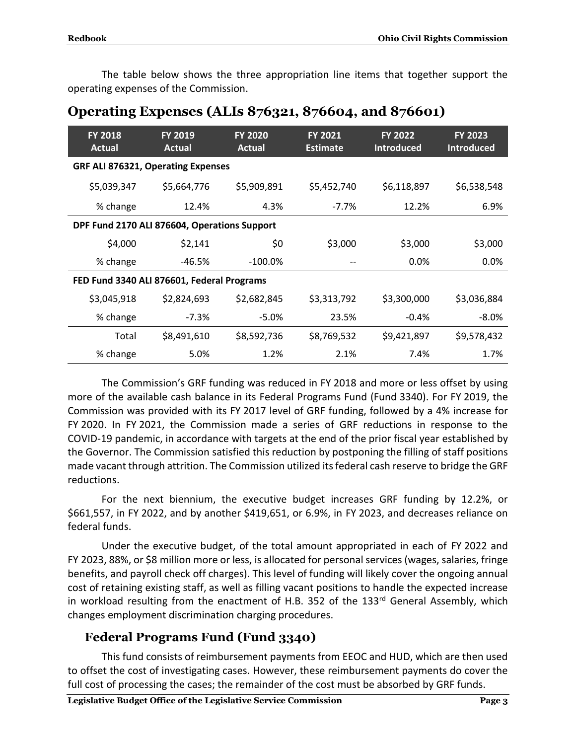The table below shows the three appropriation line items that together support the operating expenses of the Commission.

## Operating Expenses (ALIs 876321, 876604, and 876601)

| FY 2018 Actual | FY 2019 Actual | FY 2020 Actual | FY 2021 Estimate | FY 2022 Introduced | FY 2023 Introduced |
|---|---|---|---|---|---|
| **GRF ALI 876321, Operating Expenses** | | | | | |
| $5,039,347 | $5,664,776 | $5,909,891 | $5,452,740 | $6,118,897 | $6,538,548 |
| % change | 12.4% | 4.3% | -7.7% | 12.2% | 6.9% |
| **DPF Fund 2170 ALI 876604, Operations Support** | | | | | |
| $4,000 | $2,141 | $0 | $3,000 | $3,000 | $3,000 |
| % change | -46.5% | -100.0% | -- | 0.0% | 0.0% |
| **FED Fund 3340 ALI 876601, Federal Programs** | | | | | |
| $3,045,918 | $2,824,693 | $2,682,845 | $3,313,792 | $3,300,000 | $3,036,884 |
| % change | -7.3% | -5.0% | 23.5% | -0.4% | -8.0% |
| Total | $8,491,610 | $8,592,736 | $8,769,532 | $9,421,897 | $9,578,432 |
| % change | 5.0% | 1.2% | 2.1% | 7.4% | 1.7% |

The Commission's GRF funding was reduced in FY 2018 and more or less offset by using more of the available cash balance in its Federal Programs Fund (Fund 3340). For FY 2019, the Commission was provided with its FY 2017 level of GRF funding, followed by a 4% increase for FY 2020. In FY 2021, the Commission made a series of GRF reductions in response to the COVID-19 pandemic, in accordance with targets at the end of the prior fiscal year established by the Governor. The Commission satisfied this reduction by postponing the filling of staff positions made vacant through attrition. The Commission utilized its federal cash reserve to bridge the GRF reductions.

For the next biennium, the executive budget increases GRF funding by 12.2%, or $661,557, in FY 2022, and by another $419,651, or 6.9%, in FY 2023, and decreases reliance on federal funds.

Under the executive budget, of the total amount appropriated in each of FY 2022 and FY 2023, 88%, or $8 million more or less, is allocated for personal services (wages, salaries, fringe benefits, and payroll check off charges). This level of funding will likely cover the ongoing annual cost of retaining existing staff, as well as filling vacant positions to handle the expected increase in workload resulting from the enactment of H.B. 352 of the 133rd General Assembly, which changes employment discrimination charging procedures.

### Federal Programs Fund (Fund 3340)

This fund consists of reimbursement payments from EEOC and HUD, which are then used to offset the cost of investigating cases. However, these reimbursement payments do cover the full cost of processing the cases; the remainder of the cost must be absorbed by GRF funds.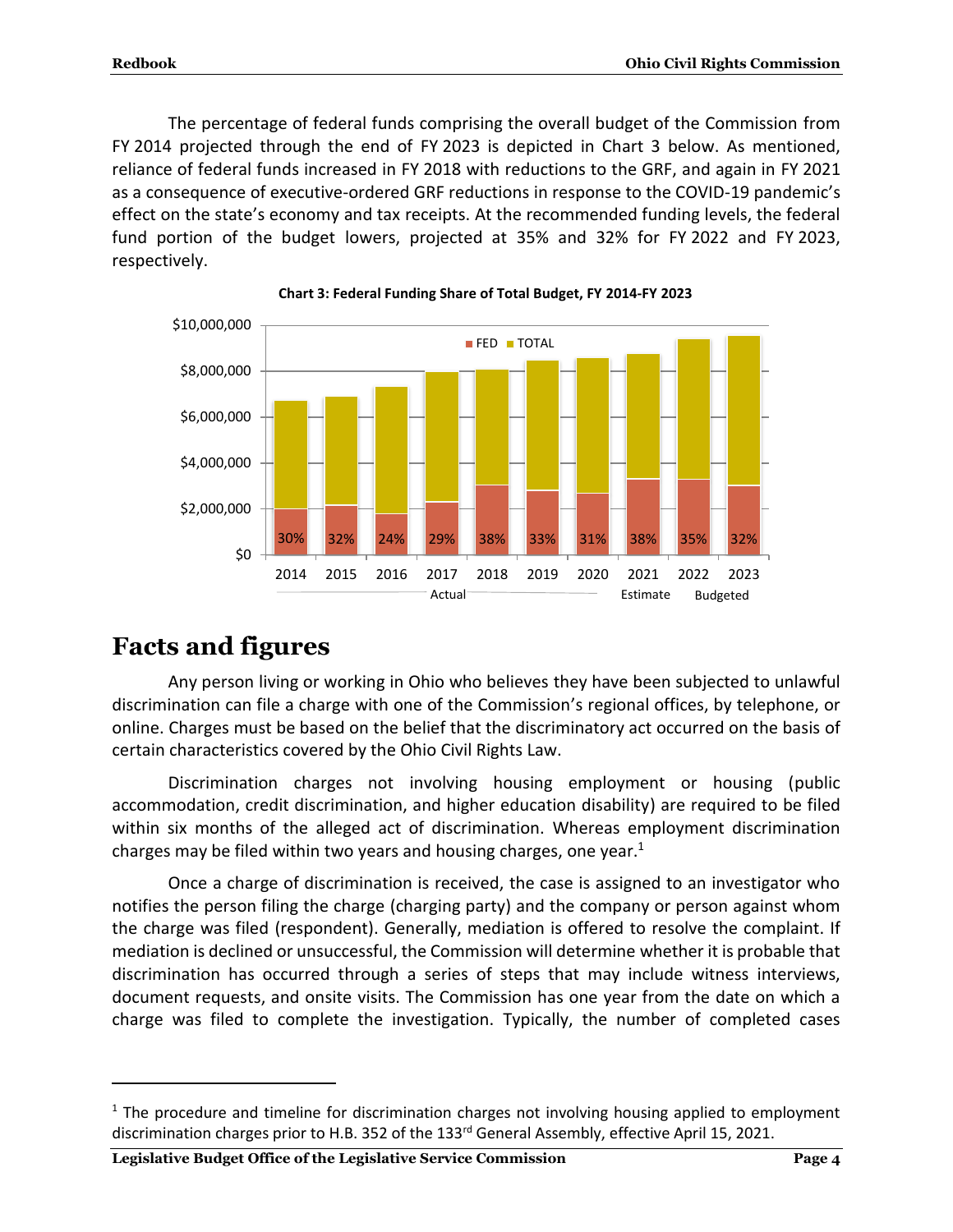The percentage of federal funds comprising the overall budget of the Commission from FY 2014 projected through the end of FY 2023 is depicted in Chart 3 below. As mentioned, reliance of federal funds increased in FY 2018 with reductions to the GRF, and again in FY 2021 as a consequence of executive-ordered GRF reductions in response to the COVID-19 pandemic's effect on the state's economy and tax receipts. At the recommended funding levels, the federal fund portion of the budget lowers, projected at 35% and 32% for FY 2022 and FY 2023, respectively.

**Chart 3: Federal Funding Share of Total Budget, FY 2014-FY 2023**

| Fiscal Year | Federal Share of Total Budget |
|---|---|
| 2014 (Actual) | 30% |
| 2015 (Actual) | 32% |
| 2016 (Actual) | 24% |
| 2017 (Actual) | 29% |
| 2018 (Actual) | 38% |
| 2019 (Actual) | 33% |
| 2020 (Actual) | 31% |
| 2021 (Estimate) | 38% |
| 2022 (Budgeted) | 35% |
| 2023 (Budgeted) | 32% |

# Facts and figures

Any person living or working in Ohio who believes they have been subjected to unlawful discrimination can file a charge with one of the Commission's regional offices, by telephone, or online. Charges must be based on the belief that the discriminatory act occurred on the basis of certain characteristics covered by the Ohio Civil Rights Law.

Discrimination charges not involving housing employment or housing (public accommodation, credit discrimination, and higher education disability) are required to be filed within six months of the alleged act of discrimination. Whereas employment discrimination charges may be filed within two years and housing charges, one year.[1]

Once a charge of discrimination is received, the case is assigned to an investigator who notifies the person filing the charge (charging party) and the company or person against whom the charge was filed (respondent). Generally, mediation is offered to resolve the complaint. If mediation is declined or unsuccessful, the Commission will determine whether it is probable that discrimination has occurred through a series of steps that may include witness interviews, document requests, and onsite visits. The Commission has one year from the date on which a charge was filed to complete the investigation. Typically, the number of completed cases

[1] The procedure and timeline for discrimination charges not involving housing applied to employment discrimination charges prior to H.B. 352 of the 133rd General Assembly, effective April 15, 2021.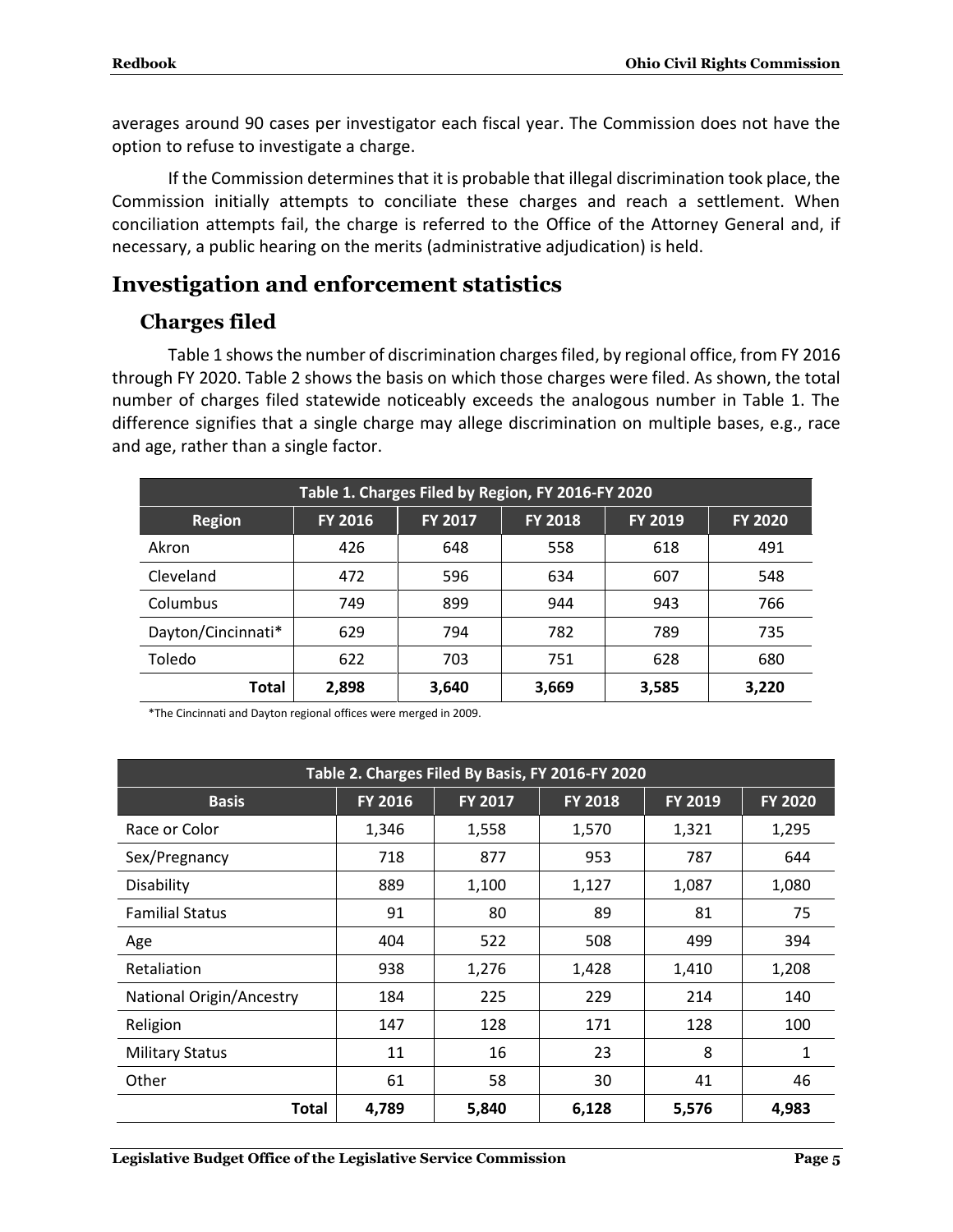averages around 90 cases per investigator each fiscal year. The Commission does not have the option to refuse to investigate a charge.

If the Commission determines that it is probable that illegal discrimination took place, the Commission initially attempts to conciliate these charges and reach a settlement. When conciliation attempts fail, the charge is referred to the Office of the Attorney General and, if necessary, a public hearing on the merits (administrative adjudication) is held.

## Investigation and enforcement statistics

### Charges filed

Table 1 shows the number of discrimination charges filed, by regional office, from FY 2016 through FY 2020. Table 2 shows the basis on which those charges were filed. As shown, the total number of charges filed statewide noticeably exceeds the analogous number in Table 1. The difference signifies that a single charge may allege discrimination on multiple bases, e.g., race and age, rather than a single factor.

| Table 1. Charges Filed by Region, FY 2016-FY 2020 | | | | | |
|---|---|---|---|---|---|
| **Region** | **FY 2016** | **FY 2017** | **FY 2018** | **FY 2019** | **FY 2020** |
| Akron | 426 | 648 | 558 | 618 | 491 |
| Cleveland | 472 | 596 | 634 | 607 | 548 |
| Columbus | 749 | 899 | 944 | 943 | 766 |
| Dayton/Cincinnati* | 629 | 794 | 782 | 789 | 735 |
| Toledo | 622 | 703 | 751 | 628 | 680 |
| **Total** | **2,898** | **3,640** | **3,669** | **3,585** | **3,220** |

*The Cincinnati and Dayton regional offices were merged in 2009.

| Table 2. Charges Filed By Basis, FY 2016-FY 2020 | | | | | |
|---|---|---|---|---|---|
| **Basis** | **FY 2016** | **FY 2017** | **FY 2018** | **FY 2019** | **FY 2020** |
| Race or Color | 1,346 | 1,558 | 1,570 | 1,321 | 1,295 |
| Sex/Pregnancy | 718 | 877 | 953 | 787 | 644 |
| Disability | 889 | 1,100 | 1,127 | 1,087 | 1,080 |
| Familial Status | 91 | 80 | 89 | 81 | 75 |
| Age | 404 | 522 | 508 | 499 | 394 |
| Retaliation | 938 | 1,276 | 1,428 | 1,410 | 1,208 |
| National Origin/Ancestry | 184 | 225 | 229 | 214 | 140 |
| Religion | 147 | 128 | 171 | 128 | 100 |
| Military Status | 11 | 16 | 23 | 8 | 1 |
| Other | 61 | 58 | 30 | 41 | 46 |
| **Total** | **4,789** | **5,840** | **6,128** | **5,576** | **4,983** |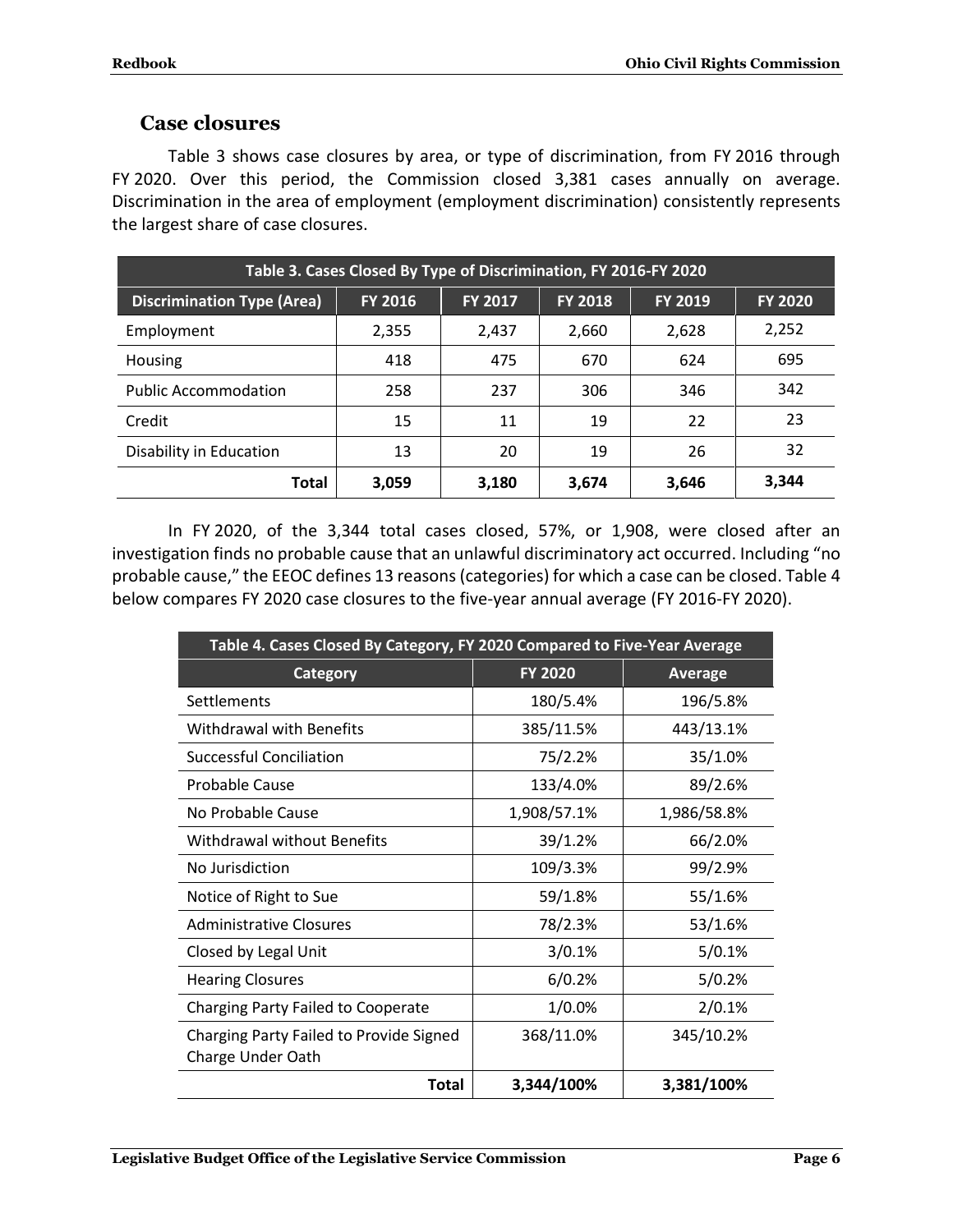## Case closures

Table 3 shows case closures by area, or type of discrimination, from FY 2016 through FY 2020. Over this period, the Commission closed 3,381 cases annually on average. Discrimination in the area of employment (employment discrimination) consistently represents the largest share of case closures.

| Table 3. Cases Closed By Type of Discrimination, FY 2016-FY 2020 | | | | | |
|---|---|---|---|---|---|
| **Discrimination Type (Area)** | **FY 2016** | **FY 2017** | **FY 2018** | **FY 2019** | **FY 2020** |
| Employment | 2,355 | 2,437 | 2,660 | 2,628 | 2,252 |
| Housing | 418 | 475 | 670 | 624 | 695 |
| Public Accommodation | 258 | 237 | 306 | 346 | 342 |
| Credit | 15 | 11 | 19 | 22 | 23 |
| Disability in Education | 13 | 20 | 19 | 26 | 32 |
| **Total** | **3,059** | **3,180** | **3,674** | **3,646** | **3,344** |

In FY 2020, of the 3,344 total cases closed, 57%, or 1,908, were closed after an investigation finds no probable cause that an unlawful discriminatory act occurred. Including "no probable cause," the EEOC defines 13 reasons (categories) for which a case can be closed. Table 4 below compares FY 2020 case closures to the five-year annual average (FY 2016-FY 2020).

| Table 4. Cases Closed By Category, FY 2020 Compared to Five-Year Average | | |
|---|---|---|
| **Category** | **FY 2020** | **Average** |
| Settlements | 180/5.4% | 196/5.8% |
| Withdrawal with Benefits | 385/11.5% | 443/13.1% |
| Successful Conciliation | 75/2.2% | 35/1.0% |
| Probable Cause | 133/4.0% | 89/2.6% |
| No Probable Cause | 1,908/57.1% | 1,986/58.8% |
| Withdrawal without Benefits | 39/1.2% | 66/2.0% |
| No Jurisdiction | 109/3.3% | 99/2.9% |
| Notice of Right to Sue | 59/1.8% | 55/1.6% |
| Administrative Closures | 78/2.3% | 53/1.6% |
| Closed by Legal Unit | 3/0.1% | 5/0.1% |
| Hearing Closures | 6/0.2% | 5/0.2% |
| Charging Party Failed to Cooperate | 1/0.0% | 2/0.1% |
| Charging Party Failed to Provide Signed Charge Under Oath | 368/11.0% | 345/10.2% |
| **Total** | **3,344/100%** | **3,381/100%** |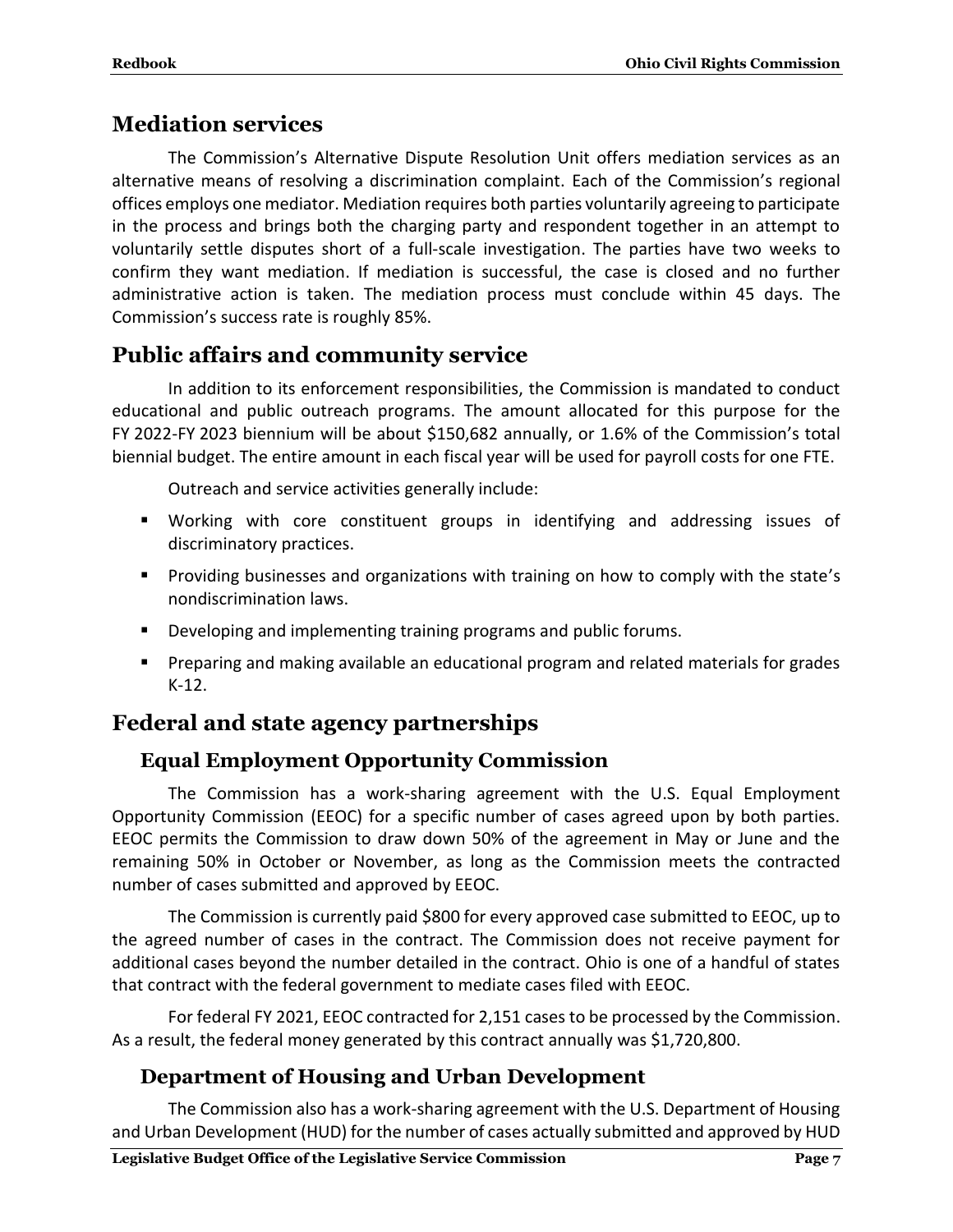## Mediation services

The Commission's Alternative Dispute Resolution Unit offers mediation services as an alternative means of resolving a discrimination complaint. Each of the Commission's regional offices employs one mediator. Mediation requires both parties voluntarily agreeing to participate in the process and brings both the charging party and respondent together in an attempt to voluntarily settle disputes short of a full-scale investigation. The parties have two weeks to confirm they want mediation. If mediation is successful, the case is closed and no further administrative action is taken. The mediation process must conclude within 45 days. The Commission's success rate is roughly 85%.

## Public affairs and community service

In addition to its enforcement responsibilities, the Commission is mandated to conduct educational and public outreach programs. The amount allocated for this purpose for the FY 2022-FY 2023 biennium will be about $150,682 annually, or 1.6% of the Commission's total biennial budget. The entire amount in each fiscal year will be used for payroll costs for one FTE.

Outreach and service activities generally include:

- Working with core constituent groups in identifying and addressing issues of discriminatory practices.
- Providing businesses and organizations with training on how to comply with the state's nondiscrimination laws.
- Developing and implementing training programs and public forums.
- Preparing and making available an educational program and related materials for grades K-12.

## Federal and state agency partnerships

### Equal Employment Opportunity Commission

The Commission has a work-sharing agreement with the U.S. Equal Employment Opportunity Commission (EEOC) for a specific number of cases agreed upon by both parties. EEOC permits the Commission to draw down 50% of the agreement in May or June and the remaining 50% in October or November, as long as the Commission meets the contracted number of cases submitted and approved by EEOC.

The Commission is currently paid $800 for every approved case submitted to EEOC, up to the agreed number of cases in the contract. The Commission does not receive payment for additional cases beyond the number detailed in the contract. Ohio is one of a handful of states that contract with the federal government to mediate cases filed with EEOC.

For federal FY 2021, EEOC contracted for 2,151 cases to be processed by the Commission. As a result, the federal money generated by this contract annually was $1,720,800.

### Department of Housing and Urban Development

The Commission also has a work-sharing agreement with the U.S. Department of Housing and Urban Development (HUD) for the number of cases actually submitted and approved by HUD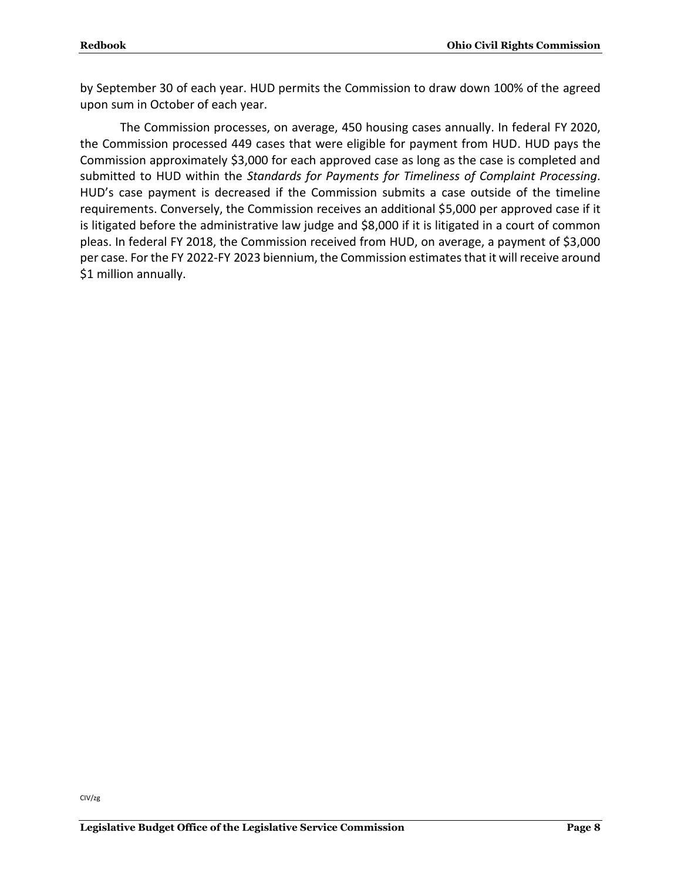by September 30 of each year. HUD permits the Commission to draw down 100% of the agreed upon sum in October of each year.

The Commission processes, on average, 450 housing cases annually. In federal FY 2020, the Commission processed 449 cases that were eligible for payment from HUD. HUD pays the Commission approximately $3,000 for each approved case as long as the case is completed and submitted to HUD within the *Standards for Payments for Timeliness of Complaint Processing*. HUD's case payment is decreased if the Commission submits a case outside of the timeline requirements. Conversely, the Commission receives an additional $5,000 per approved case if it is litigated before the administrative law judge and $8,000 if it is litigated in a court of common pleas. In federal FY 2018, the Commission received from HUD, on average, a payment of $3,000 per case. For the FY 2022-FY 2023 biennium, the Commission estimates that it will receive around $1 million annually.

CIV/zg